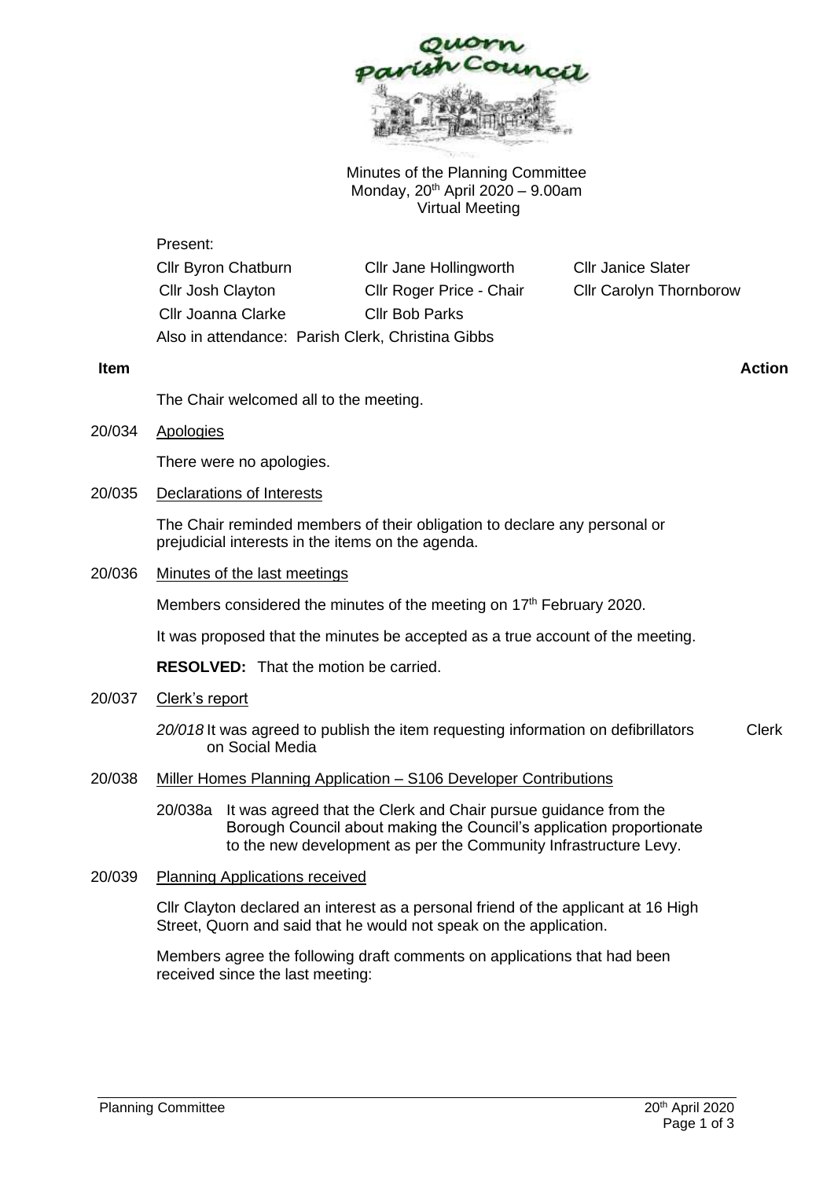Minutes of the Planning Committee
Monday, 20th April 2020 – 9.00am
Virtual Meeting

Present:

| Cllr Byron Chatburn | Cllr Jane Hollingworth | Cllr Janice Slater |
|---|---|---|
| Cllr Josh Clayton | Cllr Roger Price - Chair | Cllr Carolyn Thornborow |
| Cllr Joanna Clarke | Cllr Bob Parks | |

Also in attendance: Parish Clerk, Christina Gibbs

**Item** **Action**

The Chair welcomed all to the meeting.

20/034 Apologies

There were no apologies.

20/035 Declarations of Interests

The Chair reminded members of their obligation to declare any personal or prejudicial interests in the items on the agenda.

20/036 Minutes of the last meetings

Members considered the minutes of the meeting on 17th February 2020.

It was proposed that the minutes be accepted as a true account of the meeting.

**RESOLVED:** That the motion be carried.

20/037 Clerk's report

*20/018* It was agreed to publish the item requesting information on defibrillators on Social Media — Clerk

20/038 Miller Homes Planning Application – S106 Developer Contributions

20/038a It was agreed that the Clerk and Chair pursue guidance from the Borough Council about making the Council's application proportionate to the new development as per the Community Infrastructure Levy.

20/039 Planning Applications received

Cllr Clayton declared an interest as a personal friend of the applicant at 16 High Street, Quorn and said that he would not speak on the application.

Members agree the following draft comments on applications that had been received since the last meeting: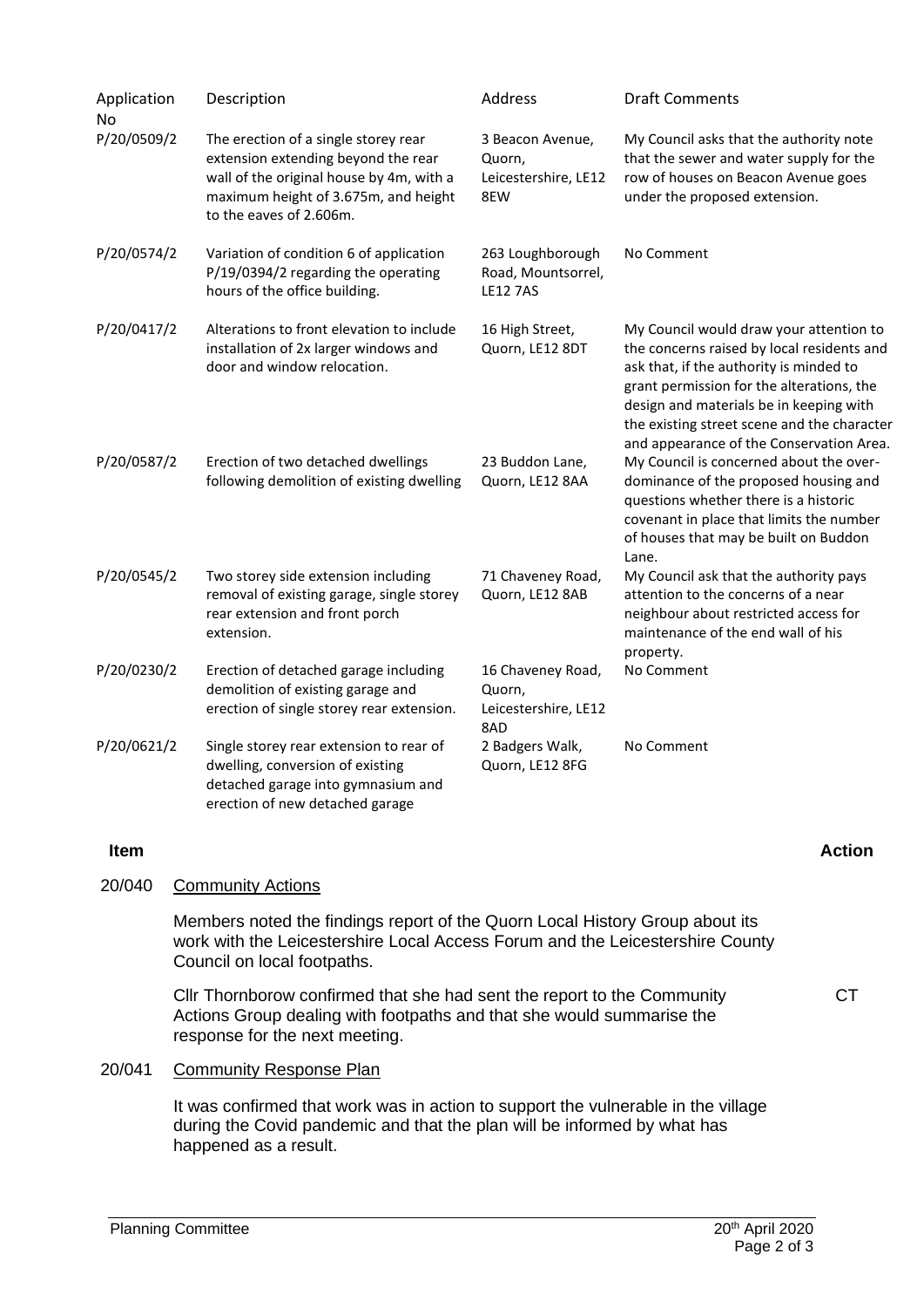| Application No | Description | Address | Draft Comments |
|---|---|---|---|
| P/20/0509/2 | The erection of a single storey rear extension extending beyond the rear wall of the original house by 4m, with a maximum height of 3.675m, and height to the eaves of 2.606m. | 3 Beacon Avenue, Quorn, Leicestershire, LE12 8EW | My Council asks that the authority note that the sewer and water supply for the row of houses on Beacon Avenue goes under the proposed extension. |
| P/20/0574/2 | Variation of condition 6 of application P/19/0394/2 regarding the operating hours of the office building. | 263 Loughborough Road, Mountsorrel, LE12 7AS | No Comment |
| P/20/0417/2 | Alterations to front elevation to include installation of 2x larger windows and door and window relocation. | 16 High Street, Quorn, LE12 8DT | My Council would draw your attention to the concerns raised by local residents and ask that, if the authority is minded to grant permission for the alterations, the design and materials be in keeping with the existing street scene and the character and appearance of the Conservation Area. |
| P/20/0587/2 | Erection of two detached dwellings following demolition of existing dwelling | 23 Buddon Lane, Quorn, LE12 8AA | My Council is concerned about the over-dominance of the proposed housing and questions whether there is a historic covenant in place that limits the number of houses that may be built on Buddon Lane. |
| P/20/0545/2 | Two storey side extension including removal of existing garage, single storey rear extension and front porch extension. | 71 Chaveney Road, Quorn, LE12 8AB | My Council ask that the authority pays attention to the concerns of a near neighbour about restricted access for maintenance of the end wall of his property. |
| P/20/0230/2 | Erection of detached garage including demolition of existing garage and erection of single storey rear extension. | 16 Chaveney Road, Quorn, Leicestershire, LE12 8AD | No Comment |
| P/20/0621/2 | Single storey rear extension to rear of dwelling, conversion of existing detached garage into gymnasium and erection of new detached garage | 2 Badgers Walk, Quorn, LE12 8FG | No Comment |

| Item | | Action |
|---|---|---|
| 20/040 | <u>Community Actions</u> | |
| | Members noted the findings report of the Quorn Local History Group about its work with the Leicestershire Local Access Forum and the Leicestershire County Council on local footpaths. | |
| | Cllr Thornborow confirmed that she had sent the report to the Community Actions Group dealing with footpaths and that she would summarise the response for the next meeting. | CT |
| 20/041 | <u>Community Response Plan</u> | |
| | It was confirmed that work was in action to support the vulnerable in the village during the Covid pandemic and that the plan will be informed by what has happened as a result. | |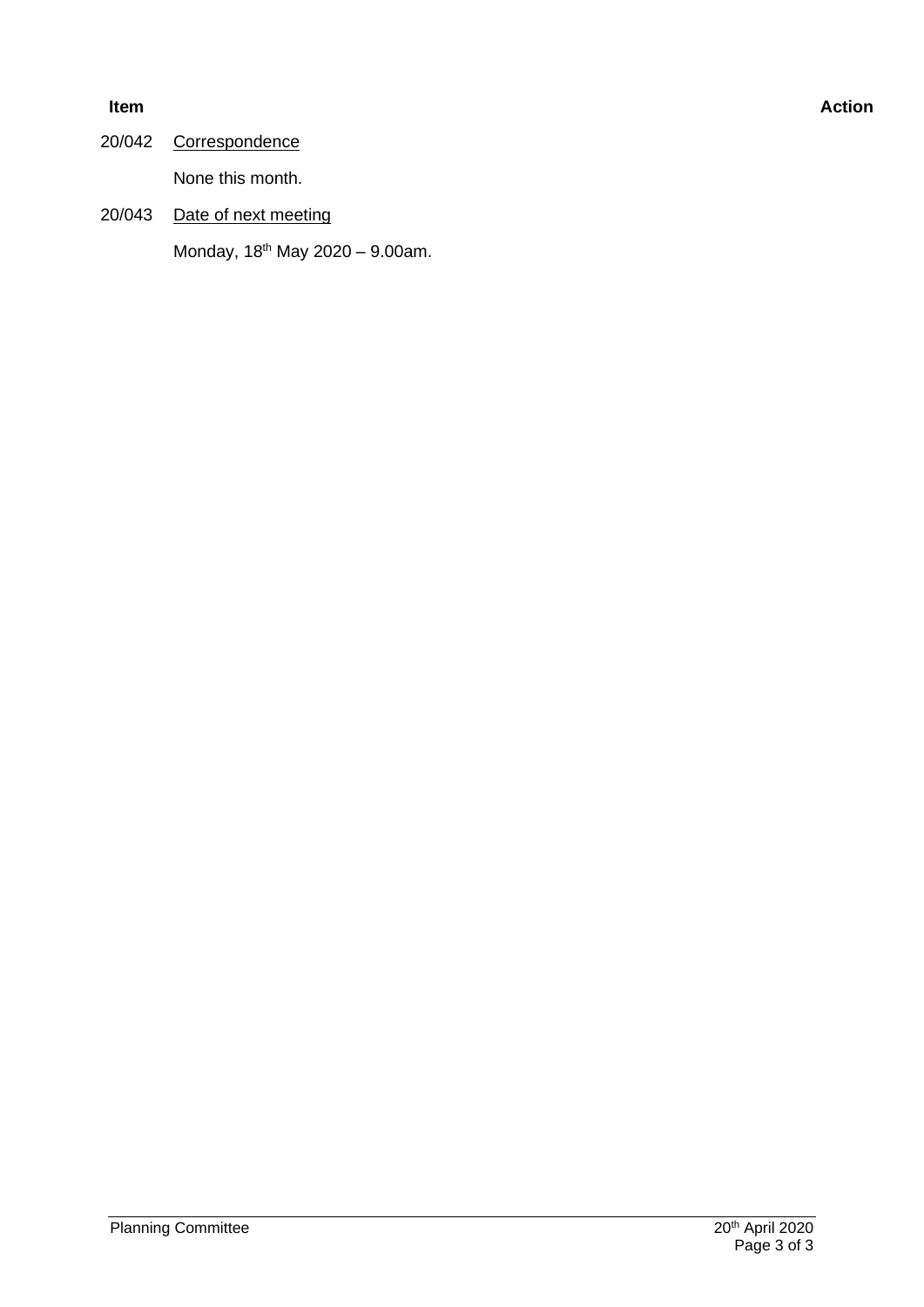| Item | | Action |
|---|---|---|
| 20/042 | Correspondence | |
| | None this month. | |
| 20/043 | Date of next meeting | |
| | Monday, 18th May 2020 – 9.00am. | |